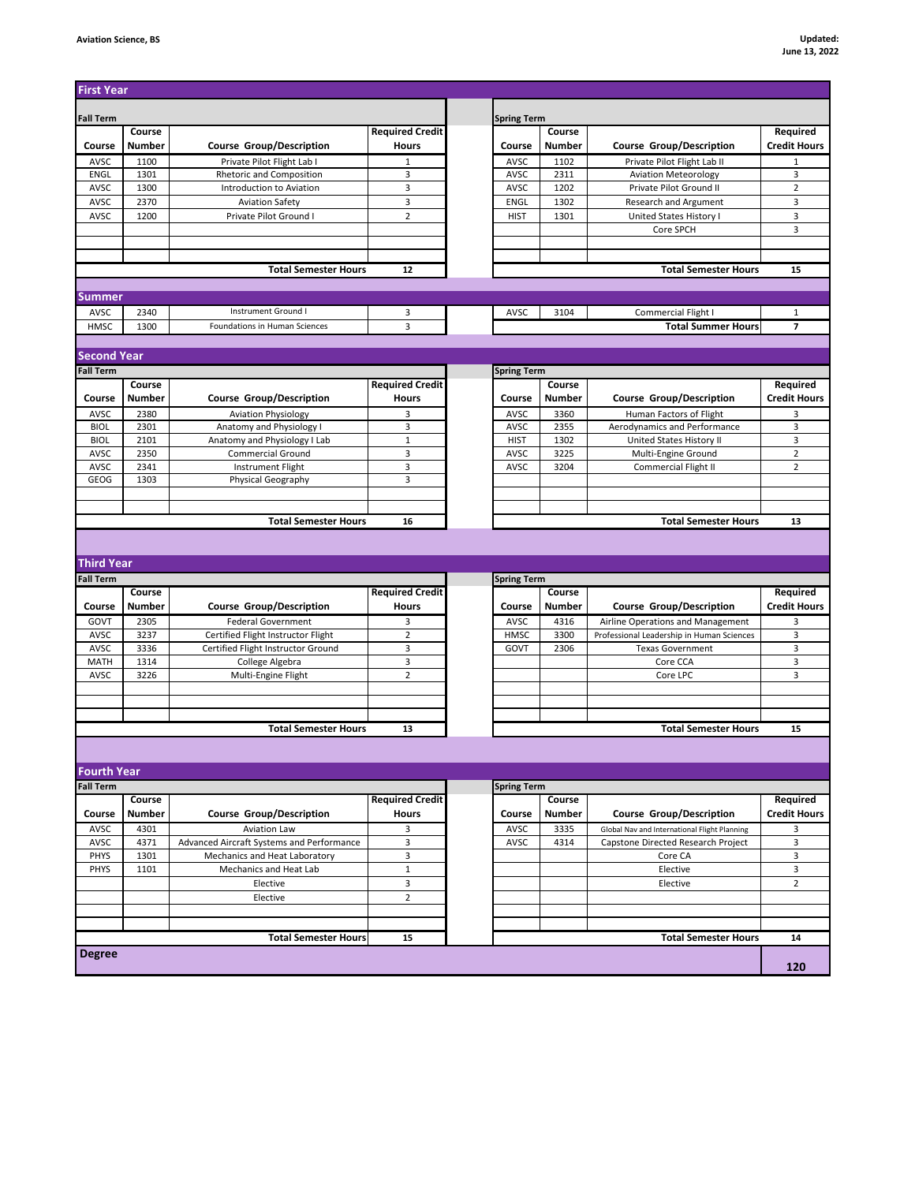**Aviation Science, BS**

**Updated: June 13, 2022**

## First Year

### Fall Term

| Course | Course Number | Course Group/Description | Required Credit Hours |
|---|---|---|---|
| AVSC | 1100 | Private Pilot Flight Lab I | 1 |
| ENGL | 1301 | Rhetoric and Composition | 3 |
| AVSC | 1300 | Introduction to Aviation | 3 |
| AVSC | 2370 | Aviation Safety | 3 |
| AVSC | 1200 | Private Pilot Ground I | 2 |
| | | **Total Semester Hours** | **12** |

### Spring Term

| Course | Course Number | Course Group/Description | Required Credit Hours |
|---|---|---|---|
| AVSC | 1102 | Private Pilot Flight Lab II | 1 |
| AVSC | 2311 | Aviation Meteorology | 3 |
| AVSC | 1202 | Private Pilot Ground II | 2 |
| ENGL | 1302 | Research and Argument | 3 |
| HIST | 1301 | United States History I | 3 |
| | | Core SPCH | 3 |
| | | **Total Semester Hours** | **15** |

### Summer

| Course | Course Number | Course Group/Description | Required Credit Hours |
|---|---|---|---|
| AVSC | 2340 | Instrument Ground I | 3 |
| HMSC | 1300 | Foundations in Human Sciences | 3 |
| AVSC | 3104 | Commercial Flight I | 1 |
| | | **Total Summer Hours** | **7** |

## Second Year

### Fall Term

| Course | Course Number | Course Group/Description | Required Credit Hours |
|---|---|---|---|
| AVSC | 2380 | Aviation Physiology | 3 |
| BIOL | 2301 | Anatomy and Physiology I | 3 |
| BIOL | 2101 | Anatomy and Physiology I Lab | 1 |
| AVSC | 2350 | Commercial Ground | 3 |
| AVSC | 2341 | Instrument Flight | 3 |
| GEOG | 1303 | Physical Geography | 3 |
| | | **Total Semester Hours** | **16** |

### Spring Term

| Course | Course Number | Course Group/Description | Required Credit Hours |
|---|---|---|---|
| AVSC | 3360 | Human Factors of Flight | 3 |
| AVSC | 2355 | Aerodynamics and Performance | 3 |
| HIST | 1302 | United States History II | 3 |
| AVSC | 3225 | Multi-Engine Ground | 2 |
| AVSC | 3204 | Commercial Flight II | 2 |
| | | **Total Semester Hours** | **13** |

## Third Year

### Fall Term

| Course | Course Number | Course Group/Description | Required Credit Hours |
|---|---|---|---|
| GOVT | 2305 | Federal Government | 3 |
| AVSC | 3237 | Certified Flight Instructor Flight | 2 |
| AVSC | 3336 | Certified Flight Instructor Ground | 3 |
| MATH | 1314 | College Algebra | 3 |
| AVSC | 3226 | Multi-Engine Flight | 2 |
| | | **Total Semester Hours** | **13** |

### Spring Term

| Course | Course Number | Course Group/Description | Required Credit Hours |
|---|---|---|---|
| AVSC | 4316 | Airline Operations and Management | 3 |
| HMSC | 3300 | Professional Leadership in Human Sciences | 3 |
| GOVT | 2306 | Texas Government | 3 |
| | | Core CCA | 3 |
| | | Core LPC | 3 |
| | | **Total Semester Hours** | **15** |

## Fourth Year

### Fall Term

| Course | Course Number | Course Group/Description | Required Credit Hours |
|---|---|---|---|
| AVSC | 4301 | Aviation Law | 3 |
| AVSC | 4371 | Advanced Aircraft Systems and Performance | 3 |
| PHYS | 1301 | Mechanics and Heat Laboratory | 3 |
| PHYS | 1101 | Mechanics and Heat Lab | 1 |
| | | Elective | 3 |
| | | Elective | 2 |
| | | **Total Semester Hours** | **15** |

### Spring Term

| Course | Course Number | Course Group/Description | Required Credit Hours |
|---|---|---|---|
| AVSC | 3335 | Global Nav and International Flight Planning | 3 |
| AVSC | 4314 | Capstone Directed Research Project | 3 |
| | | Core CA | 3 |
| | | Elective | 3 |
| | | Elective | 2 |
| | | **Total Semester Hours** | **14** |

**Degree** **120**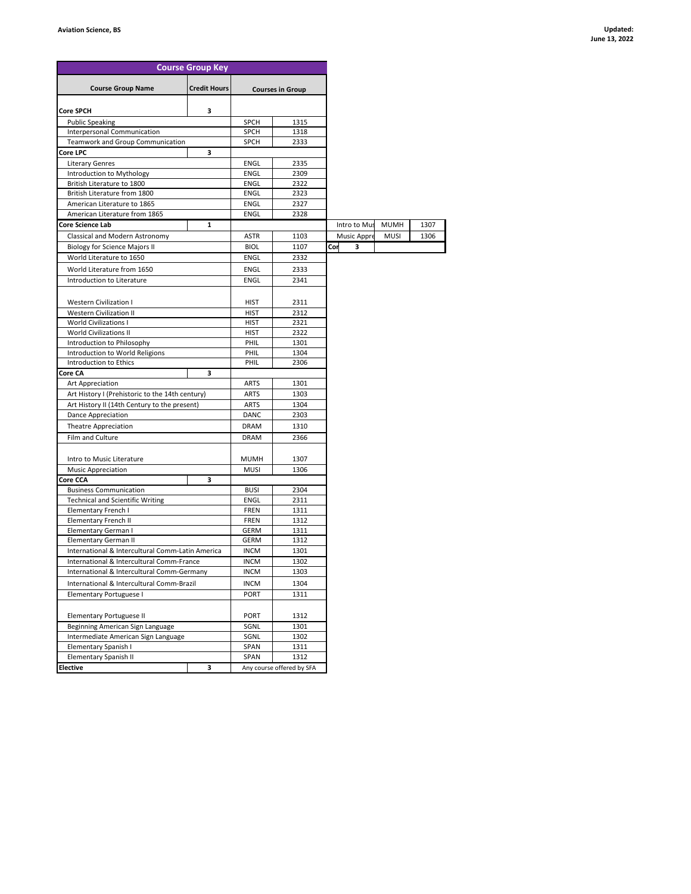**Aviation Science, BS**

**Updated: June 13, 2022**

| Course Group Key | | | |
|---|---|---|---|
| **Course Group Name** | **Credit Hours** | **Courses in Group** | |
| **Core SPCH** | **3** | | |
| Public Speaking | | SPCH | 1315 |
| Interpersonal Communication | | SPCH | 1318 |
| Teamwork and Group Communication | | SPCH | 2333 |
| **Core LPC** | **3** | | |
| Literary Genres | | ENGL | 2335 |
| Introduction to Mythology | | ENGL | 2309 |
| British Literature to 1800 | | ENGL | 2322 |
| British Literature from 1800 | | ENGL | 2323 |
| American Literature to 1865 | | ENGL | 2327 |
| American Literature from 1865 | | ENGL | 2328 |
| **Core Science Lab** | **1** | | |
| Classical and Modern Astronomy | | ASTR | 1103 |
| Biology for Science Majors II | | BIOL | 1107 |
| World Literature to 1650 | | ENGL | 2332 |
| World Literature from 1650 | | ENGL | 2333 |
| Introduction to Literature | | ENGL | 2341 |
| Western Civilization I | | HIST | 2311 |
| Western Civilization II | | HIST | 2312 |
| World Civilizations I | | HIST | 2321 |
| World Civilizations II | | HIST | 2322 |
| Introduction to Philosophy | | PHIL | 1301 |
| Introduction to World Religions | | PHIL | 1304 |
| Introduction to Ethics | | PHIL | 2306 |
| **Core CA** | **3** | | |
| Art Appreciation | | ARTS | 1301 |
| Art History I (Prehistoric to the 14th century) | | ARTS | 1303 |
| Art History II (14th Century to the present) | | ARTS | 1304 |
| Dance Appreciation | | DANC | 2303 |
| Theatre Appreciation | | DRAM | 1310 |
| Film and Culture | | DRAM | 2366 |
| Intro to Music Literature | | MUMH | 1307 |
| Music Appreciation | | MUSI | 1306 |
| **Core CCA** | **3** | | |
| Business Communication | | BUSI | 2304 |
| Technical and Scientific Writing | | ENGL | 2311 |
| Elementary French I | | FREN | 1311 |
| Elementary French II | | FREN | 1312 |
| Elementary German I | | GERM | 1311 |
| Elementary German II | | GERM | 1312 |
| International & Intercultural Comm-Latin America | | INCM | 1301 |
| International & Intercultural Comm-France | | INCM | 1302 |
| International & Intercultural Comm-Germany | | INCM | 1303 |
| International & Intercultural Comm-Brazil | | INCM | 1304 |
| Elementary Portuguese I | | PORT | 1311 |
| Elementary Portuguese II | | PORT | 1312 |
| Beginning American Sign Language | | SGNL | 1301 |
| Intermediate American Sign Language | | SGNL | 1302 |
| Elementary Spanish I | | SPAN | 1311 |
| Elementary Spanish II | | SPAN | 1312 |
| **Elective** | **3** | Any course offered by SFA | |

| | | |
|---|---|---|
| Intro to Mus | MUMH | 1307 |
| Music Appre | MUSI | 1306 |
| **Cor** **3** | | |